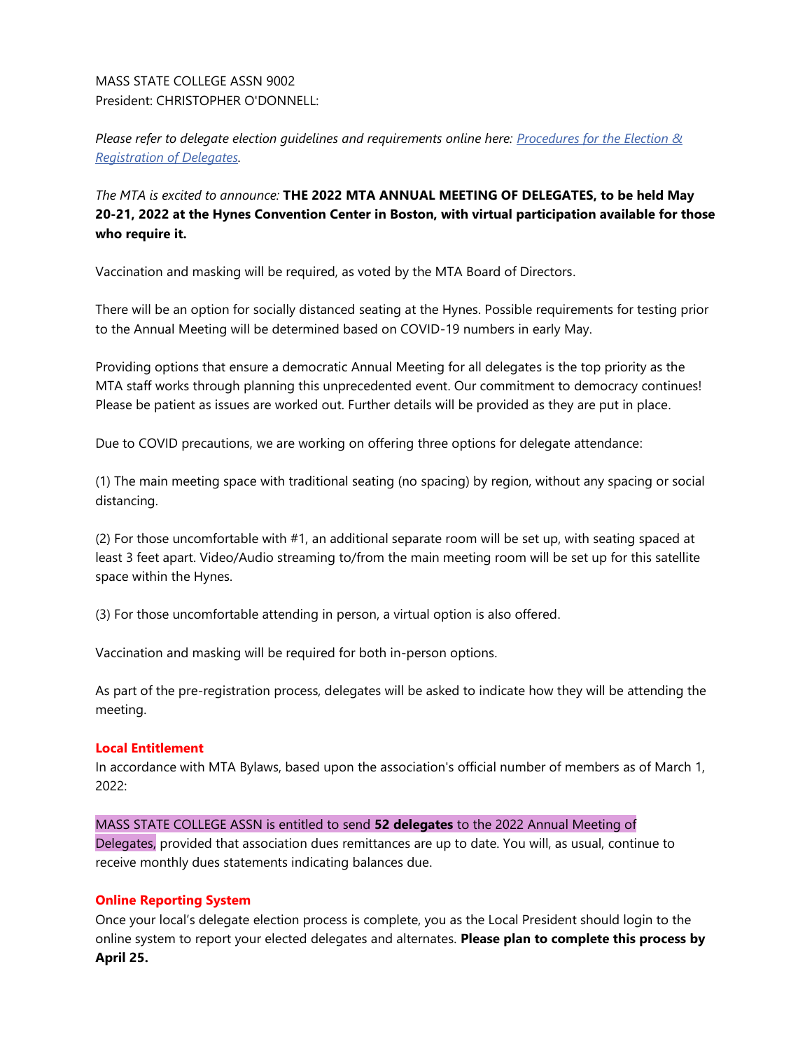MASS STATE COLLEGE ASSN 9002
President: CHRISTOPHER O'DONNELL:

*Please refer to delegate election guidelines and requirements online here: [Procedures for the Election & Registration of Delegates](#).*

*The MTA is excited to announce:* **THE 2022 MTA ANNUAL MEETING OF DELEGATES, to be held May 20-21, 2022 at the Hynes Convention Center in Boston, with virtual participation available for those who require it.**

Vaccination and masking will be required, as voted by the MTA Board of Directors.

There will be an option for socially distanced seating at the Hynes. Possible requirements for testing prior to the Annual Meeting will be determined based on COVID-19 numbers in early May.

Providing options that ensure a democratic Annual Meeting for all delegates is the top priority as the MTA staff works through planning this unprecedented event. Our commitment to democracy continues! Please be patient as issues are worked out. Further details will be provided as they are put in place.

Due to COVID precautions, we are working on offering three options for delegate attendance:

(1) The main meeting space with traditional seating (no spacing) by region, without any spacing or social distancing.

(2) For those uncomfortable with #1, an additional separate room will be set up, with seating spaced at least 3 feet apart. Video/Audio streaming to/from the main meeting room will be set up for this satellite space within the Hynes.

(3) For those uncomfortable attending in person, a virtual option is also offered.

Vaccination and masking will be required for both in-person options.

As part of the pre-registration process, delegates will be asked to indicate how they will be attending the meeting.

**Local Entitlement**

In accordance with MTA Bylaws, based upon the association's official number of members as of March 1, 2022:

MASS STATE COLLEGE ASSN is entitled to send **52 delegates** to the 2022 Annual Meeting of Delegates, provided that association dues remittances are up to date. You will, as usual, continue to receive monthly dues statements indicating balances due.

**Online Reporting System**

Once your local's delegate election process is complete, you as the Local President should login to the online system to report your elected delegates and alternates. **Please plan to complete this process by April 25.**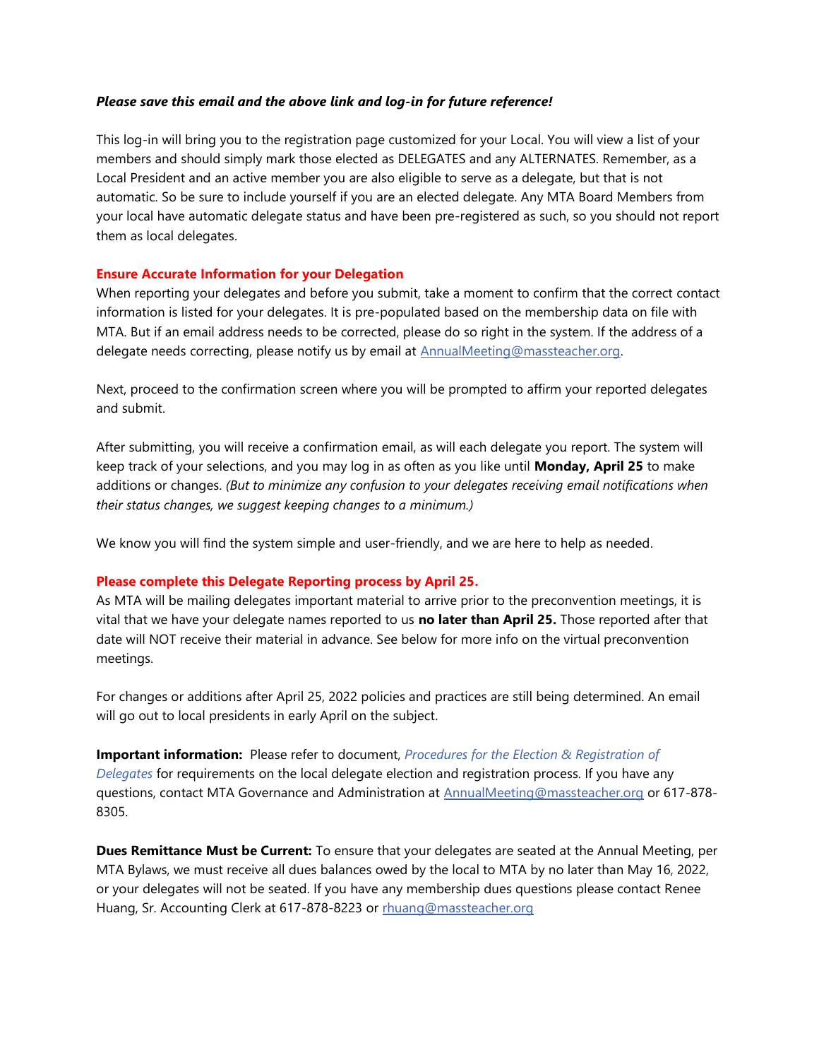***Please save this email and the above link and log-in for future reference!***

This log-in will bring you to the registration page customized for your Local. You will view a list of your members and should simply mark those elected as DELEGATES and any ALTERNATES. Remember, as a Local President and an active member you are also eligible to serve as a delegate, but that is not automatic. So be sure to include yourself if you are an elected delegate. Any MTA Board Members from your local have automatic delegate status and have been pre-registered as such, so you should not report them as local delegates.

**Ensure Accurate Information for your Delegation**

When reporting your delegates and before you submit, take a moment to confirm that the correct contact information is listed for your delegates. It is pre-populated based on the membership data on file with MTA. But if an email address needs to be corrected, please do so right in the system. If the address of a delegate needs correcting, please notify us by email at AnnualMeeting@massteacher.org.

Next, proceed to the confirmation screen where you will be prompted to affirm your reported delegates and submit.

After submitting, you will receive a confirmation email, as will each delegate you report. The system will keep track of your selections, and you may log in as often as you like until **Monday, April 25** to make additions or changes. *(But to minimize any confusion to your delegates receiving email notifications when their status changes, we suggest keeping changes to a minimum.)*

We know you will find the system simple and user-friendly, and we are here to help as needed.

**Please complete this Delegate Reporting process by April 25.**

As MTA will be mailing delegates important material to arrive prior to the preconvention meetings, it is vital that we have your delegate names reported to us **no later than April 25.** Those reported after that date will NOT receive their material in advance. See below for more info on the virtual preconvention meetings.

For changes or additions after April 25, 2022 policies and practices are still being determined. An email will go out to local presidents in early April on the subject.

**Important information:** Please refer to document, *Procedures for the Election & Registration of Delegates* for requirements on the local delegate election and registration process. If you have any questions, contact MTA Governance and Administration at AnnualMeeting@massteacher.org or 617-878-8305.

**Dues Remittance Must be Current:** To ensure that your delegates are seated at the Annual Meeting, per MTA Bylaws, we must receive all dues balances owed by the local to MTA by no later than May 16, 2022, or your delegates will not be seated. If you have any membership dues questions please contact Renee Huang, Sr. Accounting Clerk at 617-878-8223 or rhuang@massteacher.org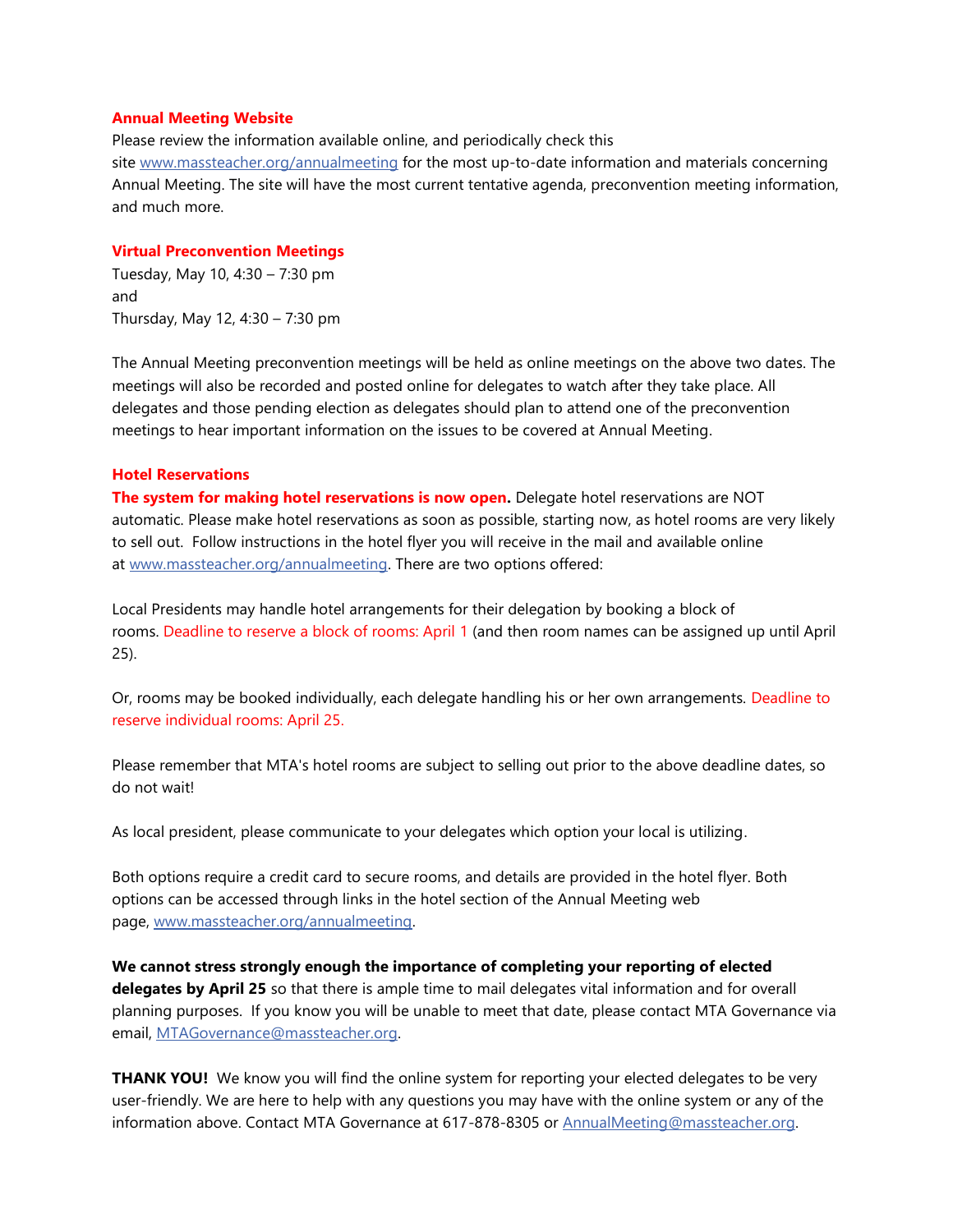**Annual Meeting Website**

Please review the information available online, and periodically check this site [www.massteacher.org/annualmeeting](http://www.massteacher.org/annualmeeting) for the most up-to-date information and materials concerning Annual Meeting. The site will have the most current tentative agenda, preconvention meeting information, and much more.

**Virtual Preconvention Meetings**

Tuesday, May 10, 4:30 – 7:30 pm
and
Thursday, May 12, 4:30 – 7:30 pm

The Annual Meeting preconvention meetings will be held as online meetings on the above two dates. The meetings will also be recorded and posted online for delegates to watch after they take place. All delegates and those pending election as delegates should plan to attend one of the preconvention meetings to hear important information on the issues to be covered at Annual Meeting.

**Hotel Reservations**

**The system for making hotel reservations is now open.** Delegate hotel reservations are NOT automatic. Please make hotel reservations as soon as possible, starting now, as hotel rooms are very likely to sell out. Follow instructions in the hotel flyer you will receive in the mail and available online at [www.massteacher.org/annualmeeting](http://www.massteacher.org/annualmeeting). There are two options offered:

Local Presidents may handle hotel arrangements for their delegation by booking a block of rooms. Deadline to reserve a block of rooms: April 1 (and then room names can be assigned up until April 25).

Or, rooms may be booked individually, each delegate handling his or her own arrangements. Deadline to reserve individual rooms: April 25.

Please remember that MTA's hotel rooms are subject to selling out prior to the above deadline dates, so do not wait!

As local president, please communicate to your delegates which option your local is utilizing.

Both options require a credit card to secure rooms, and details are provided in the hotel flyer. Both options can be accessed through links in the hotel section of the Annual Meeting web page, [www.massteacher.org/annualmeeting](http://www.massteacher.org/annualmeeting).

**We cannot stress strongly enough the importance of completing your reporting of elected delegates by April 25** so that there is ample time to mail delegates vital information and for overall planning purposes. If you know you will be unable to meet that date, please contact MTA Governance via email, [MTAGovernance@massteacher.org](mailto:MTAGovernance@massteacher.org).

**THANK YOU!** We know you will find the online system for reporting your elected delegates to be very user-friendly. We are here to help with any questions you may have with the online system or any of the information above. Contact MTA Governance at 617-878-8305 or [AnnualMeeting@massteacher.org](mailto:AnnualMeeting@massteacher.org).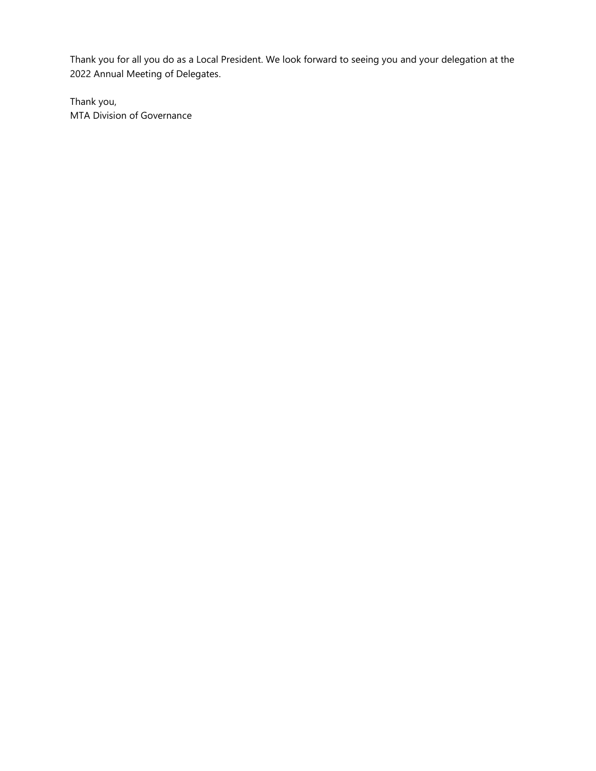Thank you for all you do as a Local President. We look forward to seeing you and your delegation at the 2022 Annual Meeting of Delegates.

Thank you,
MTA Division of Governance